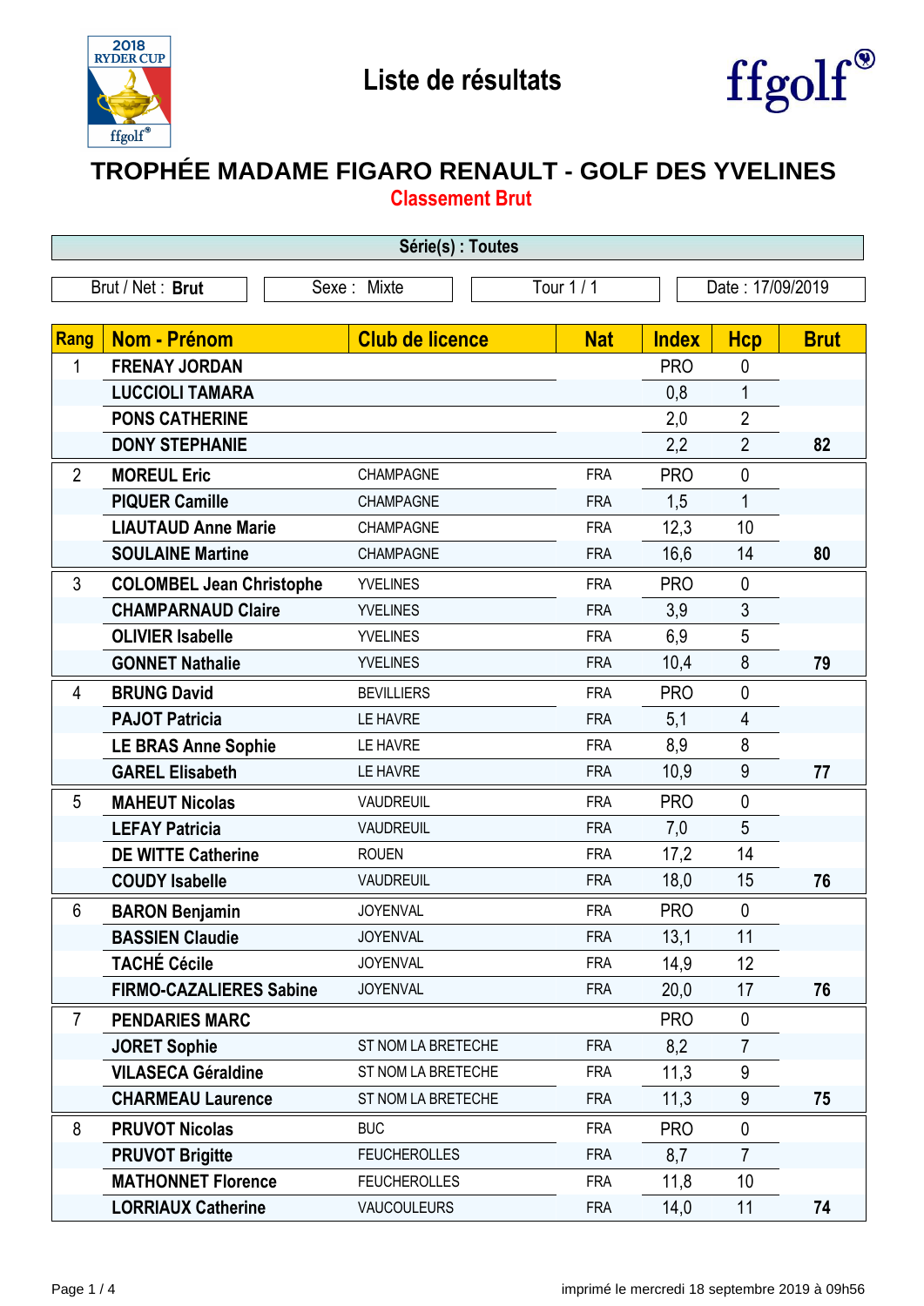# Liste de résultats

## TROPHÉE MADAME FIGARO RENAULT - GOLF DES YVELINES

### Classement Brut

**Série(s) : Toutes**

| Brut / Net : **Brut** | Sexe : Mixte | Tour 1 / 1 | Date : 17/09/2019 |
|---|---|---|---|

| Rang | Nom - Prénom | Club de licence | Nat | Index | Hcp | Brut |
|---|---|---|---|---|---|---|
| 1 | FRENAY JORDAN | | | PRO | 0 | |
| | LUCCIOLI TAMARA | | | 0,8 | 1 | |
| | PONS CATHERINE | | | 2,0 | 2 | |
| | DONY STEPHANIE | | | 2,2 | 2 | 82 |
| 2 | MOREUL Eric | CHAMPAGNE | FRA | PRO | 0 | |
| | PIQUER Camille | CHAMPAGNE | FRA | 1,5 | 1 | |
| | LIAUTAUD Anne Marie | CHAMPAGNE | FRA | 12,3 | 10 | |
| | SOULAINE Martine | CHAMPAGNE | FRA | 16,6 | 14 | 80 |
| 3 | COLOMBEL Jean Christophe | YVELINES | FRA | PRO | 0 | |
| | CHAMPARNAUD Claire | YVELINES | FRA | 3,9 | 3 | |
| | OLIVIER Isabelle | YVELINES | FRA | 6,9 | 5 | |
| | GONNET Nathalie | YVELINES | FRA | 10,4 | 8 | 79 |
| 4 | BRUNG David | BEVILLIERS | FRA | PRO | 0 | |
| | PAJOT Patricia | LE HAVRE | FRA | 5,1 | 4 | |
| | LE BRAS Anne Sophie | LE HAVRE | FRA | 8,9 | 8 | |
| | GAREL Elisabeth | LE HAVRE | FRA | 10,9 | 9 | 77 |
| 5 | MAHEUT Nicolas | VAUDREUIL | FRA | PRO | 0 | |
| | LEFAY Patricia | VAUDREUIL | FRA | 7,0 | 5 | |
| | DE WITTE Catherine | ROUEN | FRA | 17,2 | 14 | |
| | COUDY Isabelle | VAUDREUIL | FRA | 18,0 | 15 | 76 |
| 6 | BARON Benjamin | JOYENVAL | FRA | PRO | 0 | |
| | BASSIEN Claudie | JOYENVAL | FRA | 13,1 | 11 | |
| | TACHÉ Cécile | JOYENVAL | FRA | 14,9 | 12 | |
| | FIRMO-CAZALIERES Sabine | JOYENVAL | FRA | 20,0 | 17 | 76 |
| 7 | PENDARIES MARC | | | PRO | 0 | |
| | JORET Sophie | ST NOM LA BRETECHE | FRA | 8,2 | 7 | |
| | VILASECA Géraldine | ST NOM LA BRETECHE | FRA | 11,3 | 9 | |
| | CHARMEAU Laurence | ST NOM LA BRETECHE | FRA | 11,3 | 9 | 75 |
| 8 | PRUVOT Nicolas | BUC | FRA | PRO | 0 | |
| | PRUVOT Brigitte | FEUCHEROLLES | FRA | 8,7 | 7 | |
| | MATHONNET Florence | FEUCHEROLLES | FRA | 11,8 | 10 | |
| | LORRIAUX Catherine | VAUCOULEURS | FRA | 14,0 | 11 | 74 |

imprimé le mercredi 18 septembre 2019 à 09h56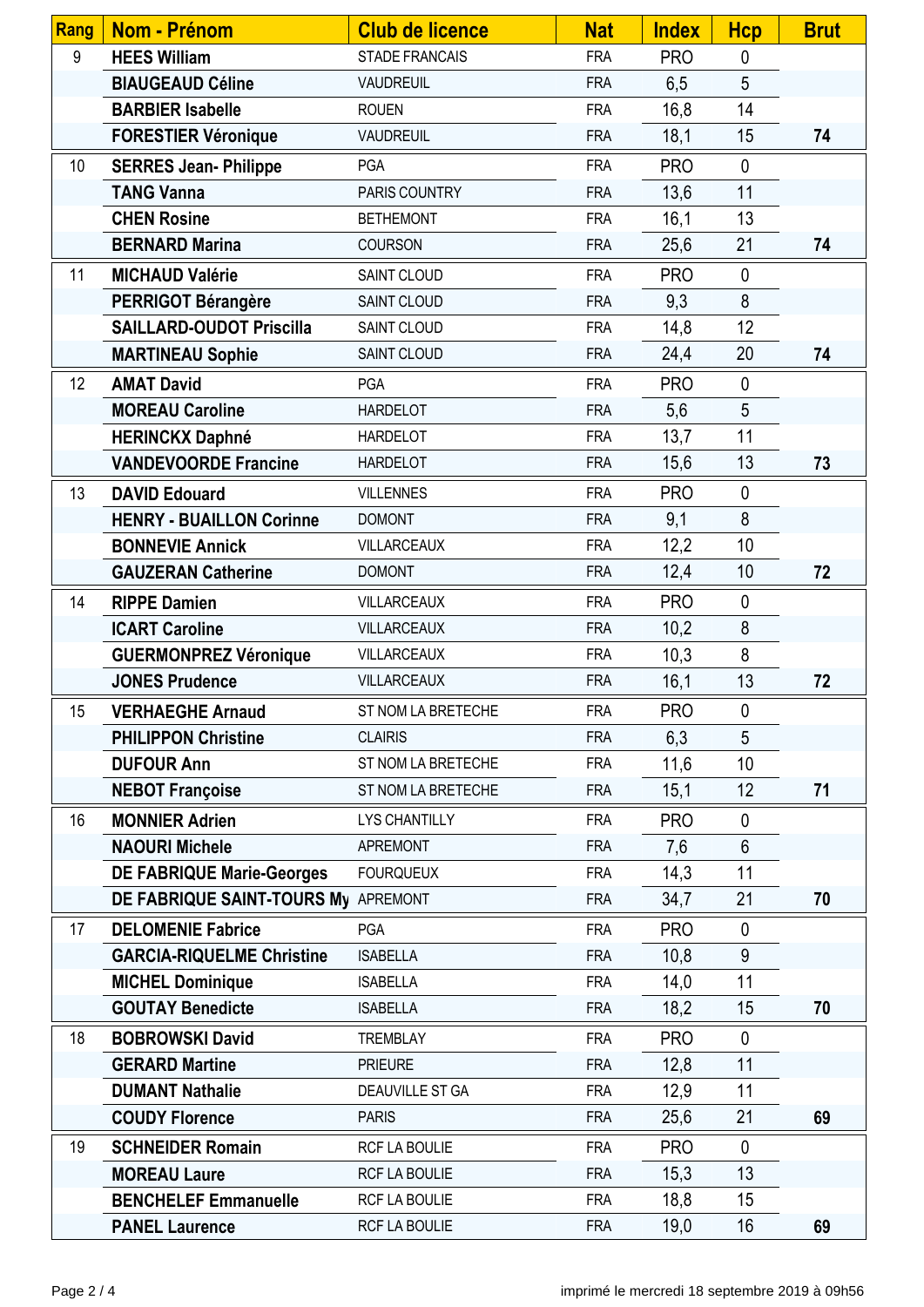| Rang | Nom - Prénom | Club de licence | Nat | Index | Hcp | Brut |
|---|---|---|---|---|---|---|
| 9 | **HEES William** | STADE FRANCAIS | FRA | PRO | 0 | |
| | **BIAUGEAUD Céline** | VAUDREUIL | FRA | 6,5 | 5 | |
| | **BARBIER Isabelle** | ROUEN | FRA | 16,8 | 14 | |
| | **FORESTIER Véronique** | VAUDREUIL | FRA | 18,1 | 15 | **74** |
| 10 | **SERRES Jean- Philippe** | PGA | FRA | PRO | 0 | |
| | **TANG Vanna** | PARIS COUNTRY | FRA | 13,6 | 11 | |
| | **CHEN Rosine** | BETHEMONT | FRA | 16,1 | 13 | |
| | **BERNARD Marina** | COURSON | FRA | 25,6 | 21 | **74** |
| 11 | **MICHAUD Valérie** | SAINT CLOUD | FRA | PRO | 0 | |
| | **PERRIGOT Bérangère** | SAINT CLOUD | FRA | 9,3 | 8 | |
| | **SAILLARD-OUDOT Priscilla** | SAINT CLOUD | FRA | 14,8 | 12 | |
| | **MARTINEAU Sophie** | SAINT CLOUD | FRA | 24,4 | 20 | **74** |
| 12 | **AMAT David** | PGA | FRA | PRO | 0 | |
| | **MOREAU Caroline** | HARDELOT | FRA | 5,6 | 5 | |
| | **HERINCKX Daphné** | HARDELOT | FRA | 13,7 | 11 | |
| | **VANDEVOORDE Francine** | HARDELOT | FRA | 15,6 | 13 | **73** |
| 13 | **DAVID Edouard** | VILLENNES | FRA | PRO | 0 | |
| | **HENRY - BUAILLON Corinne** | DOMONT | FRA | 9,1 | 8 | |
| | **BONNEVIE Annick** | VILLARCEAUX | FRA | 12,2 | 10 | |
| | **GAUZERAN Catherine** | DOMONT | FRA | 12,4 | 10 | **72** |
| 14 | **RIPPE Damien** | VILLARCEAUX | FRA | PRO | 0 | |
| | **ICART Caroline** | VILLARCEAUX | FRA | 10,2 | 8 | |
| | **GUERMONPREZ Véronique** | VILLARCEAUX | FRA | 10,3 | 8 | |
| | **JONES Prudence** | VILLARCEAUX | FRA | 16,1 | 13 | **72** |
| 15 | **VERHAEGHE Arnaud** | ST NOM LA BRETECHE | FRA | PRO | 0 | |
| | **PHILIPPON Christine** | CLAIRIS | FRA | 6,3 | 5 | |
| | **DUFOUR Ann** | ST NOM LA BRETECHE | FRA | 11,6 | 10 | |
| | **NEBOT Françoise** | ST NOM LA BRETECHE | FRA | 15,1 | 12 | **71** |
| 16 | **MONNIER Adrien** | LYS CHANTILLY | FRA | PRO | 0 | |
| | **NAOURI Michele** | APREMONT | FRA | 7,6 | 6 | |
| | **DE FABRIQUE Marie-Georges** | FOURQUEUX | FRA | 14,3 | 11 | |
| | **DE FABRIQUE SAINT-TOURS My** | APREMONT | FRA | 34,7 | 21 | **70** |
| 17 | **DELOMENIE Fabrice** | PGA | FRA | PRO | 0 | |
| | **GARCIA-RIQUELME Christine** | ISABELLA | FRA | 10,8 | 9 | |
| | **MICHEL Dominique** | ISABELLA | FRA | 14,0 | 11 | |
| | **GOUTAY Benedicte** | ISABELLA | FRA | 18,2 | 15 | **70** |
| 18 | **BOBROWSKI David** | TREMBLAY | FRA | PRO | 0 | |
| | **GERARD Martine** | PRIEURE | FRA | 12,8 | 11 | |
| | **DUMANT Nathalie** | DEAUVILLE ST GA | FRA | 12,9 | 11 | |
| | **COUDY Florence** | PARIS | FRA | 25,6 | 21 | **69** |
| 19 | **SCHNEIDER Romain** | RCF LA BOULIE | FRA | PRO | 0 | |
| | **MOREAU Laure** | RCF LA BOULIE | FRA | 15,3 | 13 | |
| | **BENCHELEF Emmanuelle** | RCF LA BOULIE | FRA | 18,8 | 15 | |
| | **PANEL Laurence** | RCF LA BOULIE | FRA | 19,0 | 16 | **69** |

imprimé le mercredi 18 septembre 2019 à 09h56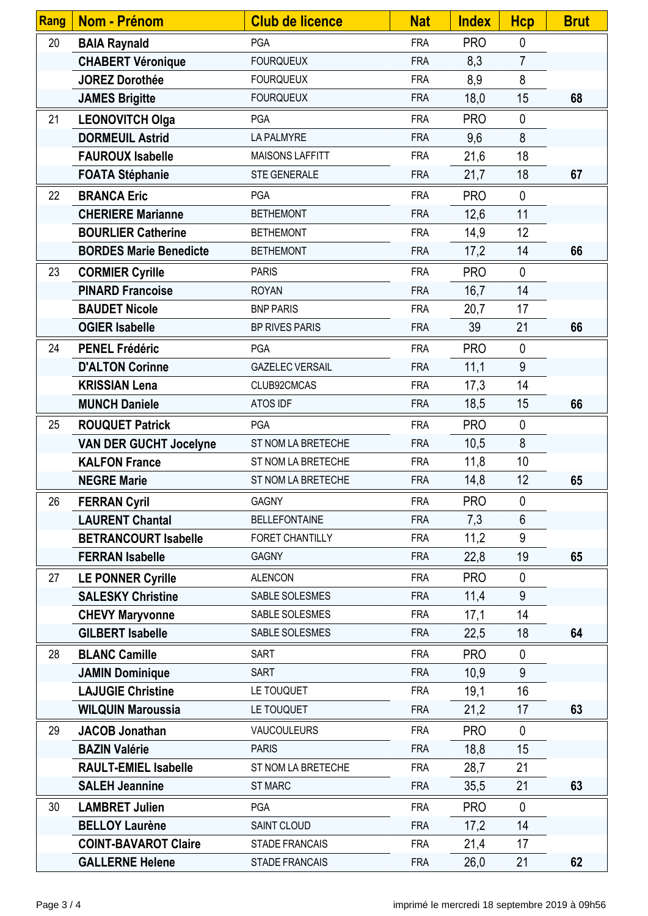| Rang | Nom - Prénom | Club de licence | Nat | Index | Hcp | Brut |
|---|---|---|---|---|---|---|
| 20 | **BAIA Raynald** | PGA | FRA | PRO | 0 | |
| | **CHABERT Véronique** | FOURQUEUX | FRA | 8,3 | 7 | |
| | **JOREZ Dorothée** | FOURQUEUX | FRA | 8,9 | 8 | |
| | **JAMES Brigitte** | FOURQUEUX | FRA | 18,0 | 15 | **68** |
| 21 | **LEONOVITCH Olga** | PGA | FRA | PRO | 0 | |
| | **DORMEUIL Astrid** | LA PALMYRE | FRA | 9,6 | 8 | |
| | **FAUROUX Isabelle** | MAISONS LAFFITT | FRA | 21,6 | 18 | |
| | **FOATA Stéphanie** | STE GENERALE | FRA | 21,7 | 18 | **67** |
| 22 | **BRANCA Eric** | PGA | FRA | PRO | 0 | |
| | **CHERIERE Marianne** | BETHEMONT | FRA | 12,6 | 11 | |
| | **BOURLIER Catherine** | BETHEMONT | FRA | 14,9 | 12 | |
| | **BORDES Marie Benedicte** | BETHEMONT | FRA | 17,2 | 14 | **66** |
| 23 | **CORMIER Cyrille** | PARIS | FRA | PRO | 0 | |
| | **PINARD Francoise** | ROYAN | FRA | 16,7 | 14 | |
| | **BAUDET Nicole** | BNP PARIS | FRA | 20,7 | 17 | |
| | **OGIER Isabelle** | BP RIVES PARIS | FRA | 39 | 21 | **66** |
| 24 | **PENEL Frédéric** | PGA | FRA | PRO | 0 | |
| | **D'ALTON Corinne** | GAZELEC VERSAIL | FRA | 11,1 | 9 | |
| | **KRISSIAN Lena** | CLUB92CMCAS | FRA | 17,3 | 14 | |
| | **MUNCH Daniele** | ATOS IDF | FRA | 18,5 | 15 | **66** |
| 25 | **ROUQUET Patrick** | PGA | FRA | PRO | 0 | |
| | **VAN DER GUCHT Jocelyne** | ST NOM LA BRETECHE | FRA | 10,5 | 8 | |
| | **KALFON France** | ST NOM LA BRETECHE | FRA | 11,8 | 10 | |
| | **NEGRE Marie** | ST NOM LA BRETECHE | FRA | 14,8 | 12 | **65** |
| 26 | **FERRAN Cyril** | GAGNY | FRA | PRO | 0 | |
| | **LAURENT Chantal** | BELLEFONTAINE | FRA | 7,3 | 6 | |
| | **BETRANCOURT Isabelle** | FORET CHANTILLY | FRA | 11,2 | 9 | |
| | **FERRAN Isabelle** | GAGNY | FRA | 22,8 | 19 | **65** |
| 27 | **LE PONNER Cyrille** | ALENCON | FRA | PRO | 0 | |
| | **SALESKY Christine** | SABLE SOLESMES | FRA | 11,4 | 9 | |
| | **CHEVY Maryvonne** | SABLE SOLESMES | FRA | 17,1 | 14 | |
| | **GILBERT Isabelle** | SABLE SOLESMES | FRA | 22,5 | 18 | **64** |
| 28 | **BLANC Camille** | SART | FRA | PRO | 0 | |
| | **JAMIN Dominique** | SART | FRA | 10,9 | 9 | |
| | **LAJUGIE Christine** | LE TOUQUET | FRA | 19,1 | 16 | |
| | **WILQUIN Maroussia** | LE TOUQUET | FRA | 21,2 | 17 | **63** |
| 29 | **JACOB Jonathan** | VAUCOULEURS | FRA | PRO | 0 | |
| | **BAZIN Valérie** | PARIS | FRA | 18,8 | 15 | |
| | **RAULT-EMIEL Isabelle** | ST NOM LA BRETECHE | FRA | 28,7 | 21 | |
| | **SALEH Jeannine** | ST MARC | FRA | 35,5 | 21 | **63** |
| 30 | **LAMBRET Julien** | PGA | FRA | PRO | 0 | |
| | **BELLOY Laurène** | SAINT CLOUD | FRA | 17,2 | 14 | |
| | **COINT-BAVAROT Claire** | STADE FRANCAIS | FRA | 21,4 | 17 | |
| | **GALLERNE Helene** | STADE FRANCAIS | FRA | 26,0 | 21 | **62** |

imprimé le mercredi 18 septembre 2019 à 09h56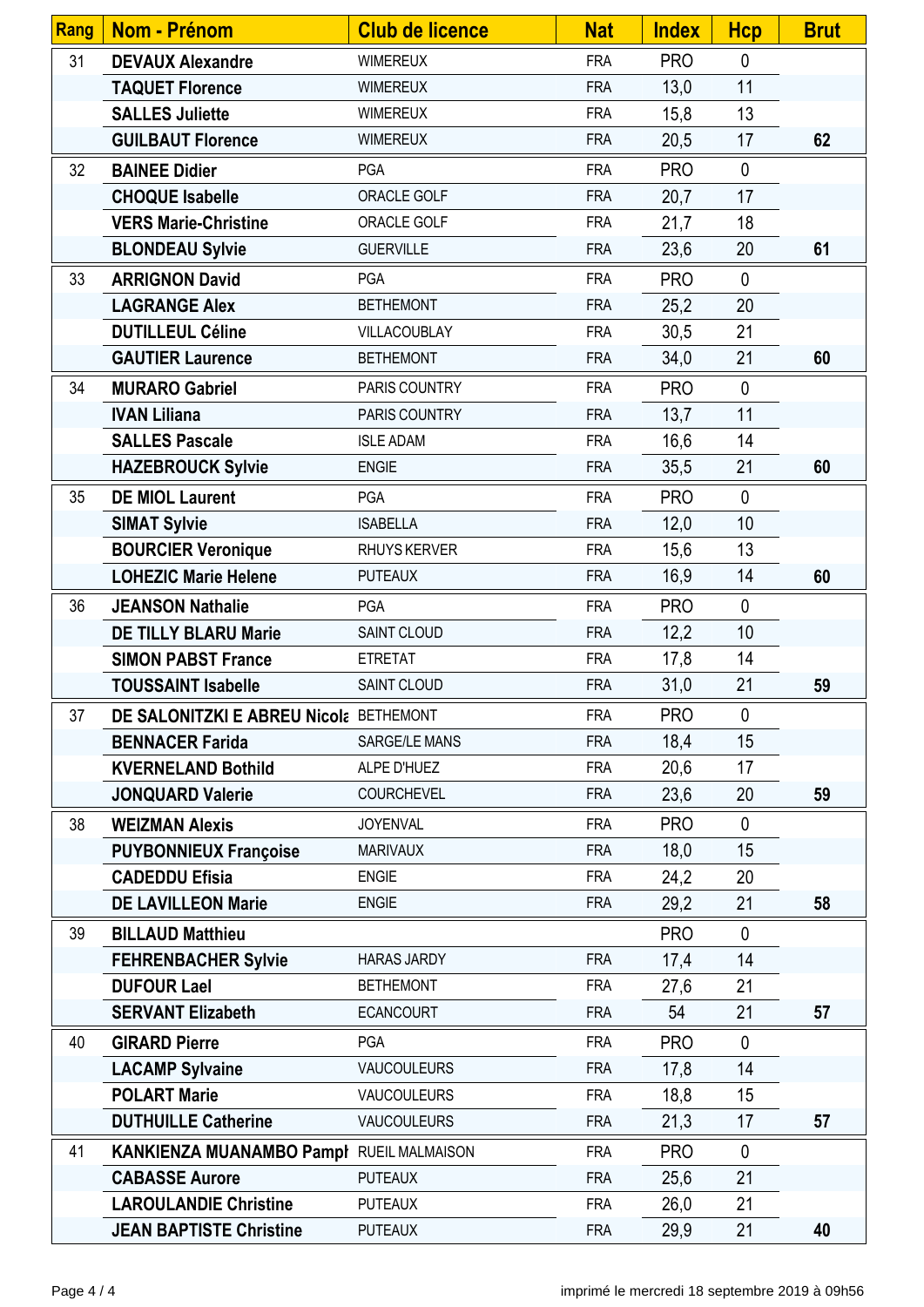| Rang | Nom - Prénom | Club de licence | Nat | Index | Hcp | Brut |
|---|---|---|---|---|---|---|
| 31 | **DEVAUX Alexandre** | WIMEREUX | FRA | PRO | 0 | |
| | **TAQUET Florence** | WIMEREUX | FRA | 13,0 | 11 | |
| | **SALLES Juliette** | WIMEREUX | FRA | 15,8 | 13 | |
| | **GUILBAUT Florence** | WIMEREUX | FRA | 20,5 | 17 | **62** |
| 32 | **BAINEE Didier** | PGA | FRA | PRO | 0 | |
| | **CHOQUE Isabelle** | ORACLE GOLF | FRA | 20,7 | 17 | |
| | **VERS Marie-Christine** | ORACLE GOLF | FRA | 21,7 | 18 | |
| | **BLONDEAU Sylvie** | GUERVILLE | FRA | 23,6 | 20 | **61** |
| 33 | **ARRIGNON David** | PGA | FRA | PRO | 0 | |
| | **LAGRANGE Alex** | BETHEMONT | FRA | 25,2 | 20 | |
| | **DUTILLEUL Céline** | VILLACOUBLAY | FRA | 30,5 | 21 | |
| | **GAUTIER Laurence** | BETHEMONT | FRA | 34,0 | 21 | **60** |
| 34 | **MURARO Gabriel** | PARIS COUNTRY | FRA | PRO | 0 | |
| | **IVAN Liliana** | PARIS COUNTRY | FRA | 13,7 | 11 | |
| | **SALLES Pascale** | ISLE ADAM | FRA | 16,6 | 14 | |
| | **HAZEBROUCK Sylvie** | ENGIE | FRA | 35,5 | 21 | **60** |
| 35 | **DE MIOL Laurent** | PGA | FRA | PRO | 0 | |
| | **SIMAT Sylvie** | ISABELLA | FRA | 12,0 | 10 | |
| | **BOURCIER Veronique** | RHUYS KERVER | FRA | 15,6 | 13 | |
| | **LOHEZIC Marie Helene** | PUTEAUX | FRA | 16,9 | 14 | **60** |
| 36 | **JEANSON Nathalie** | PGA | FRA | PRO | 0 | |
| | **DE TILLY BLARU Marie** | SAINT CLOUD | FRA | 12,2 | 10 | |
| | **SIMON PABST France** | ETRETAT | FRA | 17,8 | 14 | |
| | **TOUSSAINT Isabelle** | SAINT CLOUD | FRA | 31,0 | 21 | **59** |
| 37 | **DE SALONITZKI E ABREU Nicola** | BETHEMONT | FRA | PRO | 0 | |
| | **BENNACER Farida** | SARGE/LE MANS | FRA | 18,4 | 15 | |
| | **KVERNELAND Bothild** | ALPE D'HUEZ | FRA | 20,6 | 17 | |
| | **JONQUARD Valerie** | COURCHEVEL | FRA | 23,6 | 20 | **59** |
| 38 | **WEIZMAN Alexis** | JOYENVAL | FRA | PRO | 0 | |
| | **PUYBONNIEUX Françoise** | MARIVAUX | FRA | 18,0 | 15 | |
| | **CADEDDU Efisia** | ENGIE | FRA | 24,2 | 20 | |
| | **DE LAVILLEON Marie** | ENGIE | FRA | 29,2 | 21 | **58** |
| 39 | **BILLAUD Matthieu** | | | PRO | 0 | |
| | **FEHRENBACHER Sylvie** | HARAS JARDY | FRA | 17,4 | 14 | |
| | **DUFOUR Lael** | BETHEMONT | FRA | 27,6 | 21 | |
| | **SERVANT Elizabeth** | ECANCOURT | FRA | 54 | 21 | **57** |
| 40 | **GIRARD Pierre** | PGA | FRA | PRO | 0 | |
| | **LACAMP Sylvaine** | VAUCOULEURS | FRA | 17,8 | 14 | |
| | **POLART Marie** | VAUCOULEURS | FRA | 18,8 | 15 | |
| | **DUTHUILLE Catherine** | VAUCOULEURS | FRA | 21,3 | 17 | **57** |
| 41 | **KANKIENZA MUANAMBO Pamph** | RUEIL MALMAISON | FRA | PRO | 0 | |
| | **CABASSE Aurore** | PUTEAUX | FRA | 25,6 | 21 | |
| | **LAROULANDIE Christine** | PUTEAUX | FRA | 26,0 | 21 | |
| | **JEAN BAPTISTE Christine** | PUTEAUX | FRA | 29,9 | 21 | **40** |

imprimé le mercredi 18 septembre 2019 à 09h56